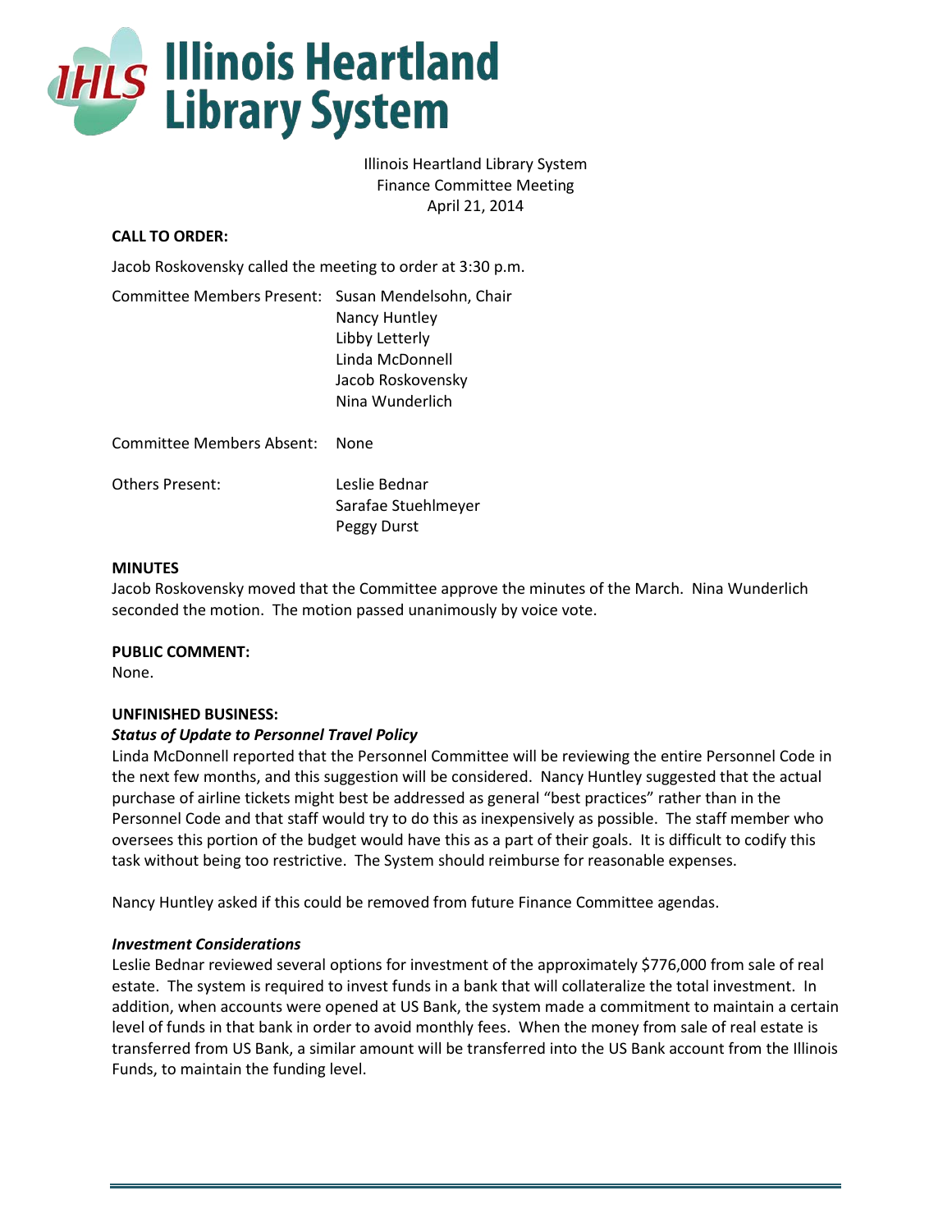# Illinois Heartland Library System

Illinois Heartland Library System
Finance Committee Meeting
April 21, 2014

**CALL TO ORDER:**

Jacob Roskovensky called the meeting to order at 3:30 p.m.

Committee Members Present: Susan Mendelsohn, Chair
Nancy Huntley
Libby Letterly
Linda McDonnell
Jacob Roskovensky
Nina Wunderlich

Committee Members Absent: None

Others Present: Leslie Bednar
Sarafae Stuehlmeyer
Peggy Durst

**MINUTES**

Jacob Roskovensky moved that the Committee approve the minutes of the March. Nina Wunderlich seconded the motion. The motion passed unanimously by voice vote.

**PUBLIC COMMENT:**

None.

**UNFINISHED BUSINESS:**

***Status of Update to Personnel Travel Policy***

Linda McDonnell reported that the Personnel Committee will be reviewing the entire Personnel Code in the next few months, and this suggestion will be considered. Nancy Huntley suggested that the actual purchase of airline tickets might best be addressed as general "best practices" rather than in the Personnel Code and that staff would try to do this as inexpensively as possible. The staff member who oversees this portion of the budget would have this as a part of their goals. It is difficult to codify this task without being too restrictive. The System should reimburse for reasonable expenses.

Nancy Huntley asked if this could be removed from future Finance Committee agendas.

***Investment Considerations***

Leslie Bednar reviewed several options for investment of the approximately $776,000 from sale of real estate. The system is required to invest funds in a bank that will collateralize the total investment. In addition, when accounts were opened at US Bank, the system made a commitment to maintain a certain level of funds in that bank in order to avoid monthly fees. When the money from sale of real estate is transferred from US Bank, a similar amount will be transferred into the US Bank account from the Illinois Funds, to maintain the funding level.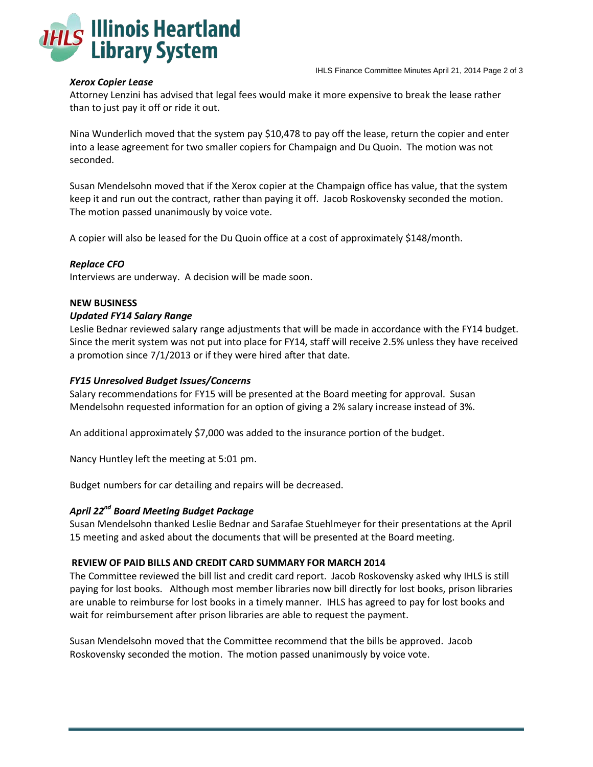***Xerox Copier Lease***

Attorney Lenzini has advised that legal fees would make it more expensive to break the lease rather than to just pay it off or ride it out.

Nina Wunderlich moved that the system pay $10,478 to pay off the lease, return the copier and enter into a lease agreement for two smaller copiers for Champaign and Du Quoin. The motion was not seconded.

Susan Mendelsohn moved that if the Xerox copier at the Champaign office has value, that the system keep it and run out the contract, rather than paying it off. Jacob Roskovensky seconded the motion. The motion passed unanimously by voice vote.

A copier will also be leased for the Du Quoin office at a cost of approximately $148/month.

***Replace CFO***

Interviews are underway. A decision will be made soon.

**NEW BUSINESS**

***Updated FY14 Salary Range***

Leslie Bednar reviewed salary range adjustments that will be made in accordance with the FY14 budget. Since the merit system was not put into place for FY14, staff will receive 2.5% unless they have received a promotion since 7/1/2013 or if they were hired after that date.

***FY15 Unresolved Budget Issues/Concerns***

Salary recommendations for FY15 will be presented at the Board meeting for approval. Susan Mendelsohn requested information for an option of giving a 2% salary increase instead of 3%.

An additional approximately $7,000 was added to the insurance portion of the budget.

Nancy Huntley left the meeting at 5:01 pm.

Budget numbers for car detailing and repairs will be decreased.

***April 22nd Board Meeting Budget Package***

Susan Mendelsohn thanked Leslie Bednar and Sarafae Stuehlmeyer for their presentations at the April 15 meeting and asked about the documents that will be presented at the Board meeting.

**REVIEW OF PAID BILLS AND CREDIT CARD SUMMARY FOR MARCH 2014**

The Committee reviewed the bill list and credit card report. Jacob Roskovensky asked why IHLS is still paying for lost books. Although most member libraries now bill directly for lost books, prison libraries are unable to reimburse for lost books in a timely manner. IHLS has agreed to pay for lost books and wait for reimbursement after prison libraries are able to request the payment.

Susan Mendelsohn moved that the Committee recommend that the bills be approved. Jacob Roskovensky seconded the motion. The motion passed unanimously by voice vote.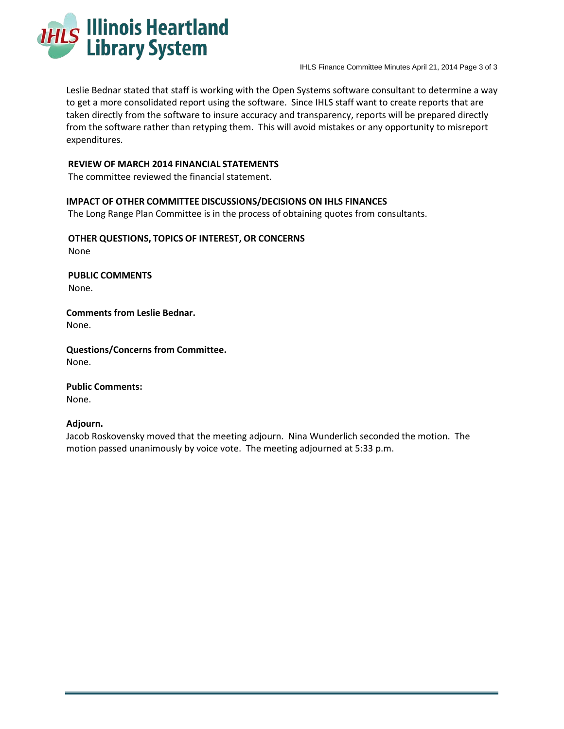Leslie Bednar stated that staff is working with the Open Systems software consultant to determine a way to get a more consolidated report using the software. Since IHLS staff want to create reports that are taken directly from the software to insure accuracy and transparency, reports will be prepared directly from the software rather than retyping them. This will avoid mistakes or any opportunity to misreport expenditures.

**REVIEW OF MARCH 2014 FINANCIAL STATEMENTS**
The committee reviewed the financial statement.

**IMPACT OF OTHER COMMITTEE DISCUSSIONS/DECISIONS ON IHLS FINANCES**
The Long Range Plan Committee is in the process of obtaining quotes from consultants.

**OTHER QUESTIONS, TOPICS OF INTEREST, OR CONCERNS**
None

**PUBLIC COMMENTS**
None.

**Comments from Leslie Bednar.**
None.

**Questions/Concerns from Committee.**
None.

**Public Comments:**
None.

**Adjourn.**
Jacob Roskovensky moved that the meeting adjourn. Nina Wunderlich seconded the motion. The motion passed unanimously by voice vote. The meeting adjourned at 5:33 p.m.